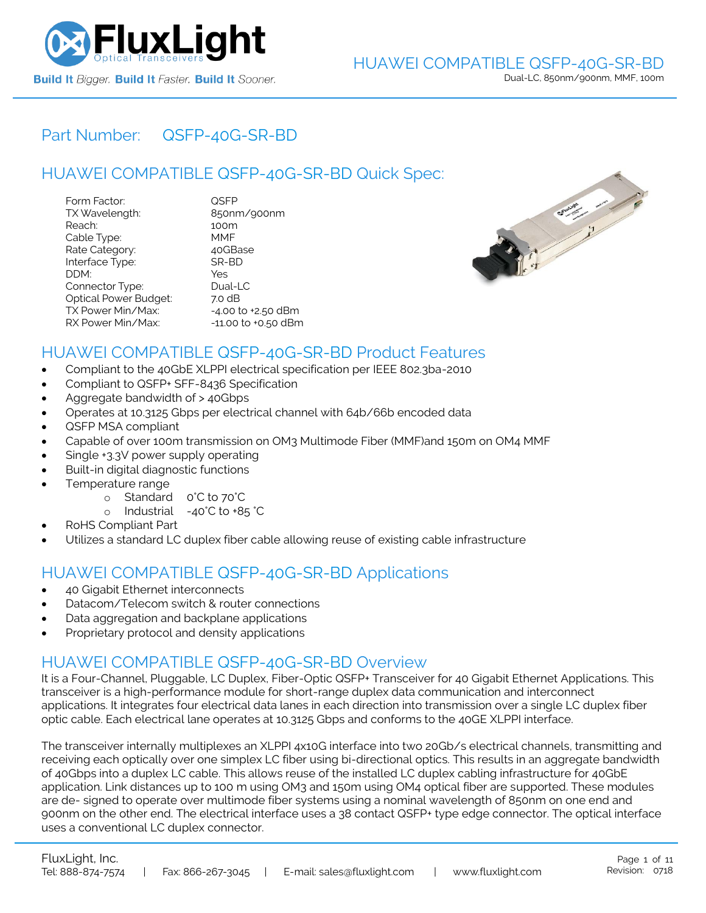# HUAWEI COMPATIBLE QSFP-40G-SR-BD

Dual-LC, 850nm/900nm, MMF, 100m

## Part Number: QSFP-40G-SR-BD

## HUAWEI COMPATIBLE QSFP-40G-SR-BD Quick Spec:

| | |
|---|---|
| Form Factor: | QSFP |
| TX Wavelength: | 850nm/900nm |
| Reach: | 100m |
| Cable Type: | MMF |
| Rate Category: | 40GBase |
| Interface Type: | SR-BD |
| DDM: | Yes |
| Connector Type: | Dual-LC |
| Optical Power Budget: | 7.0 dB |
| TX Power Min/Max: | -4.00 to +2.50 dBm |
| RX Power Min/Max: | -11.00 to +0.50 dBm |

## HUAWEI COMPATIBLE QSFP-40G-SR-BD Product Features

- Compliant to the 40GbE XLPPI electrical specification per IEEE 802.3ba-2010
- Compliant to QSFP+ SFF-8436 Specification
- Aggregate bandwidth of > 40Gbps
- Operates at 10.3125 Gbps per electrical channel with 64b/66b encoded data
- QSFP MSA compliant
- Capable of over 100m transmission on OM3 Multimode Fiber (MMF)and 150m on OM4 MMF
- Single +3.3V power supply operating
- Built-in digital diagnostic functions
- Temperature range
  - Standard 0°C to 70°C
  - Industrial -40°C to +85 °C
- RoHS Compliant Part
- Utilizes a standard LC duplex fiber cable allowing reuse of existing cable infrastructure

## HUAWEI COMPATIBLE QSFP-40G-SR-BD Applications

- 40 Gigabit Ethernet interconnects
- Datacom/Telecom switch & router connections
- Data aggregation and backplane applications
- Proprietary protocol and density applications

## HUAWEI COMPATIBLE QSFP-40G-SR-BD Overview

It is a Four-Channel, Pluggable, LC Duplex, Fiber-Optic QSFP+ Transceiver for 40 Gigabit Ethernet Applications. This transceiver is a high-performance module for short-range duplex data communication and interconnect applications. It integrates four electrical data lanes in each direction into transmission over a single LC duplex fiber optic cable. Each electrical lane operates at 10.3125 Gbps and conforms to the 40GE XLPPI interface.

The transceiver internally multiplexes an XLPPI 4x10G interface into two 20Gb/s electrical channels, transmitting and receiving each optically over one simplex LC fiber using bi-directional optics. This results in an aggregate bandwidth of 40Gbps into a duplex LC cable. This allows reuse of the installed LC duplex cabling infrastructure for 40GbE application. Link distances up to 100 m using OM3 and 150m using OM4 optical fiber are supported. These modules are de- signed to operate over multimode fiber systems using a nominal wavelength of 850nm on one end and 900nm on the other end. The electrical interface uses a 38 contact QSFP+ type edge connector. The optical interface uses a conventional LC duplex connector.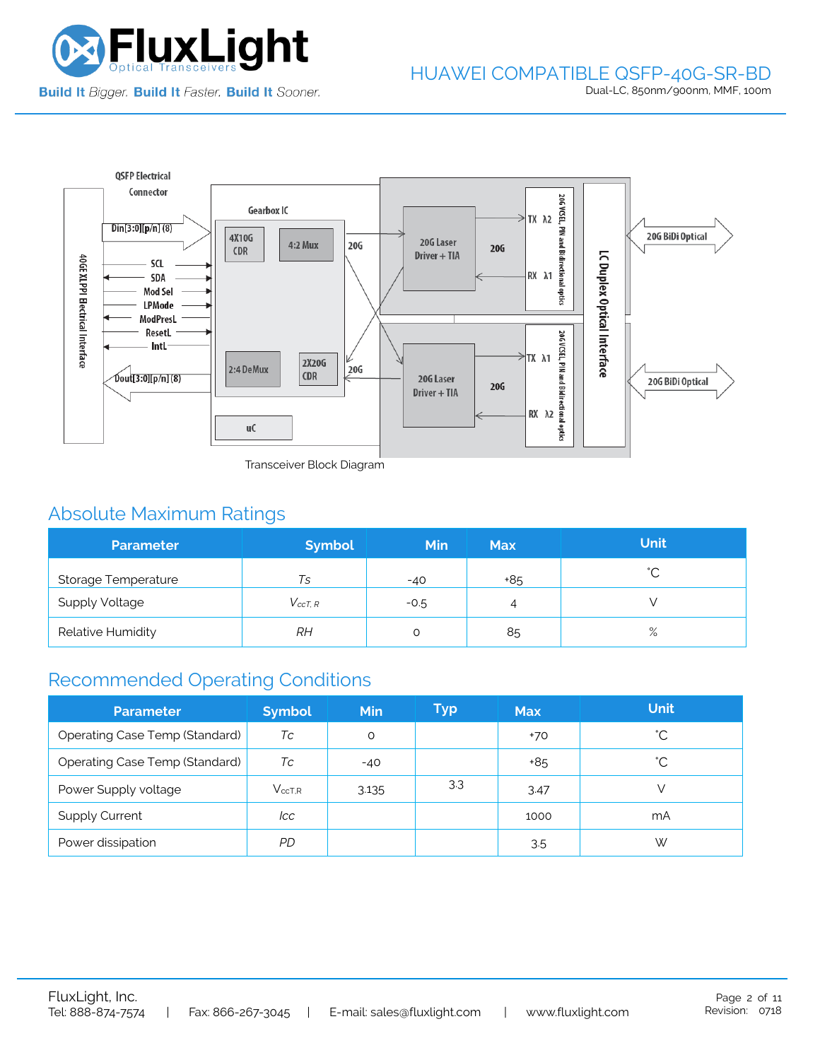Transceiver Block Diagram

## Absolute Maximum Ratings

| Parameter | Symbol | Min | Max | Unit |
|---|---|---|---|---|
| Storage Temperature | *Ts* | -40 | +85 | ˚C |
| Supply Voltage | $V_{ccT,R}$ | -0.5 | 4 | V |
| Relative Humidity | *RH* | 0 | 85 | % |

## Recommended Operating Conditions

| Parameter | Symbol | Min | Typ | Max | Unit |
|---|---|---|---|---|---|
| Operating Case Temp (Standard) | *Tc* | 0 | | +70 | ˚C |
| Operating Case Temp (Standard) | *Tc* | -40 | | +85 | ˚C |
| Power Supply voltage | $V_{ccT,R}$ | 3.135 | 3.3 | 3.47 | V |
| Supply Current | *Icc* | | | 1000 | mA |
| Power dissipation | *PD* | | | 3.5 | W |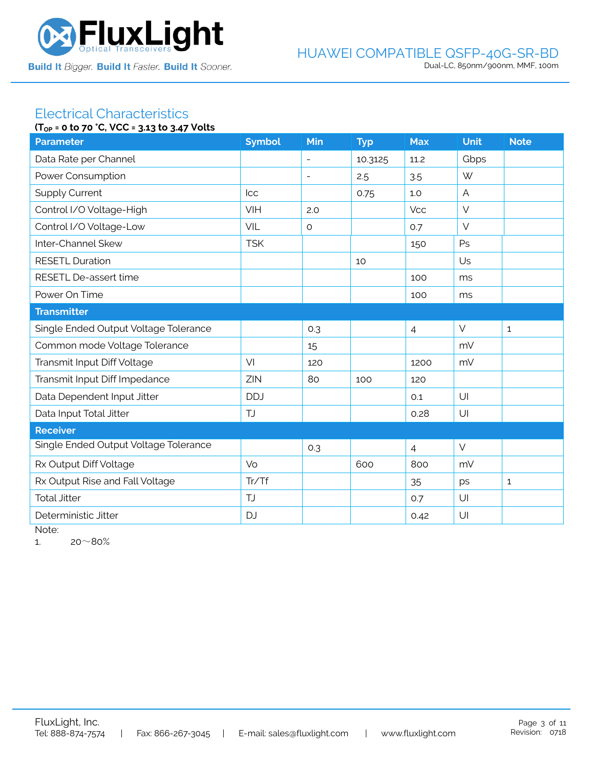## Electrical Characteristics

**($T_{OP}$ = 0 to 70 °C, VCC = 3.13 to 3.47 Volts**

| Parameter | Symbol | Min | Typ | Max | Unit | Note |
|---|---|---|---|---|---|---|
| Data Rate per Channel | | - | 10.3125 | 11.2 | Gbps | |
| Power Consumption | | - | 2.5 | 3.5 | W | |
| Supply Current | Icc | | 0.75 | 1.0 | A | |
| Control I/O Voltage-High | VIH | 2.0 | | Vcc | V | |
| Control I/O Voltage-Low | VIL | 0 | | 0.7 | V | |
| Inter-Channel Skew | TSK | | | 150 | Ps | |
| RESETL Duration | | | 10 | | Us | |
| RESETL De-assert time | | | | 100 | ms | |
| Power On Time | | | | 100 | ms | |
| **Transmitter** | | | | | | |
| Single Ended Output Voltage Tolerance | | 0.3 | | 4 | V | 1 |
| Common mode Voltage Tolerance | | 15 | | | mV | |
| Transmit Input Diff Voltage | VI | 120 | | 1200 | mV | |
| Transmit Input Diff Impedance | ZIN | 80 | 100 | 120 | | |
| Data Dependent Input Jitter | DDJ | | | 0.1 | UI | |
| Data Input Total Jitter | TJ | | | 0.28 | UI | |
| **Receiver** | | | | | | |
| Single Ended Output Voltage Tolerance | | 0.3 | | 4 | V | |
| Rx Output Diff Voltage | Vo | | 600 | 800 | mV | |
| Rx Output Rise and Fall Voltage | Tr/Tf | | | 35 | ps | 1 |
| Total Jitter | TJ | | | 0.7 | UI | |
| Deterministic Jitter | DJ | | | 0.42 | UI | |

Note:

1. 20～80%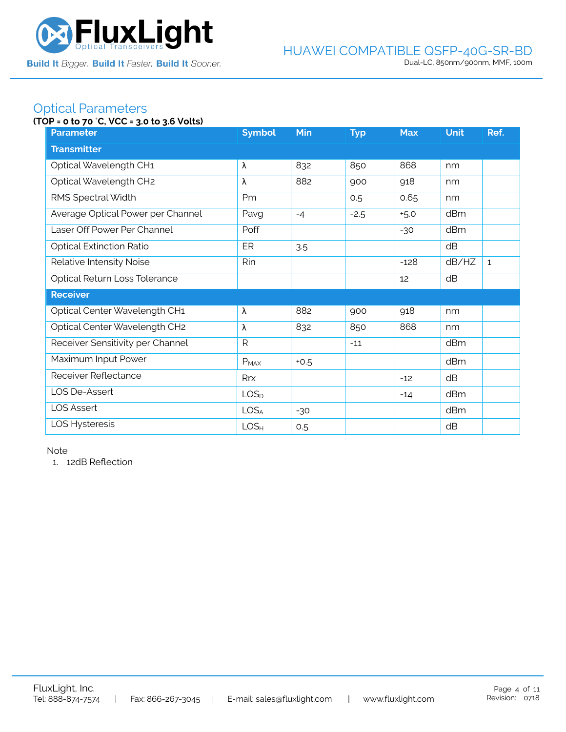## Optical Parameters

**(TOP = 0 to 70 °C, VCC = 3.0 to 3.6 Volts)**

| Parameter | Symbol | Min | Typ | Max | Unit | Ref. |
|---|---|---|---|---|---|---|
| **Transmitter** | | | | | | |
| Optical Wavelength CH1 | λ | 832 | 850 | 868 | nm | |
| Optical Wavelength CH2 | λ | 882 | 900 | 918 | nm | |
| RMS Spectral Width | Pm | | 0.5 | 0.65 | nm | |
| Average Optical Power per Channel | Pavg | -4 | -2.5 | +5.0 | dBm | |
| Laser Off Power Per Channel | Poff | | | -30 | dBm | |
| Optical Extinction Ratio | ER | 3.5 | | | dB | |
| Relative Intensity Noise | Rin | | | -128 | dB/HZ | 1 |
| Optical Return Loss Tolerance | | | | 12 | dB | |
| **Receiver** | | | | | | |
| Optical Center Wavelength CH1 | λ | 882 | 900 | 918 | nm | |
| Optical Center Wavelength CH2 | λ | 832 | 850 | 868 | nm | |
| Receiver Sensitivity per Channel | R | | -11 | | dBm | |
| Maximum Input Power | $P_{MAX}$ | +0.5 | | | dBm | |
| Receiver Reflectance | Rrx | | | -12 | dB | |
| LOS De-Assert | $LOS_D$ | | | -14 | dBm | |
| LOS Assert | $LOS_A$ | -30 | | | dBm | |
| LOS Hysteresis | $LOS_H$ | 0.5 | | | dB | |

Note

1. 12dB Reflection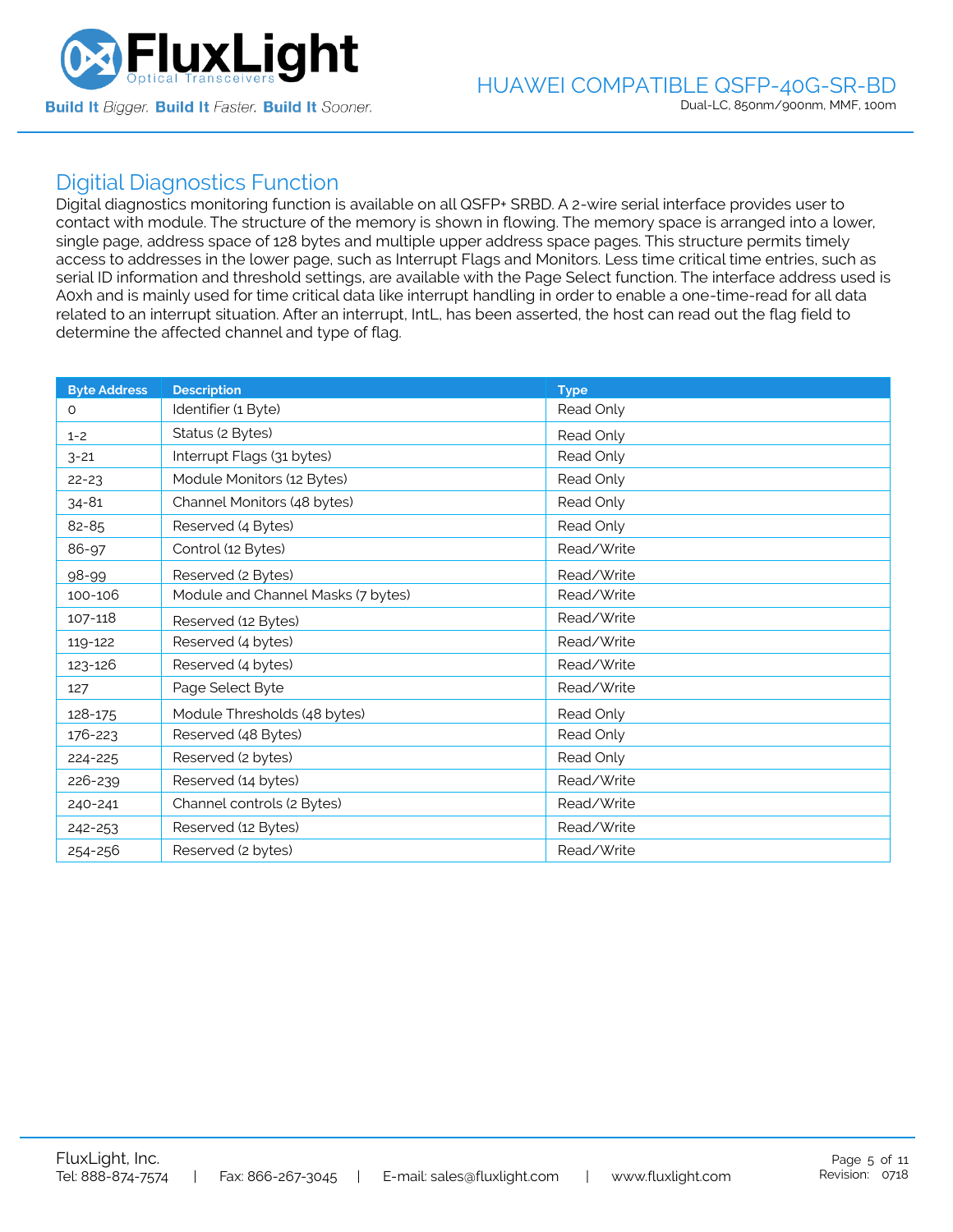## Digitial Diagnostics Function

Digital diagnostics monitoring function is available on all QSFP+ SRBD. A 2-wire serial interface provides user to contact with module. The structure of the memory is shown in flowing. The memory space is arranged into a lower, single page, address space of 128 bytes and multiple upper address space pages. This structure permits timely access to addresses in the lower page, such as Interrupt Flags and Monitors. Less time critical time entries, such as serial ID information and threshold settings, are available with the Page Select function. The interface address used is A0xh and is mainly used for time critical data like interrupt handling in order to enable a one-time-read for all data related to an interrupt situation. After an interrupt, IntL, has been asserted, the host can read out the flag field to determine the affected channel and type of flag.

| Byte Address | Description | Type |
|---|---|---|
| 0 | Identifier (1 Byte) | Read Only |
| 1-2 | Status (2 Bytes) | Read Only |
| 3-21 | Interrupt Flags (31 bytes) | Read Only |
| 22-23 | Module Monitors (12 Bytes) | Read Only |
| 34-81 | Channel Monitors (48 bytes) | Read Only |
| 82-85 | Reserved (4 Bytes) | Read Only |
| 86-97 | Control (12 Bytes) | Read/Write |
| 98-99 | Reserved (2 Bytes) | Read/Write |
| 100-106 | Module and Channel Masks (7 bytes) | Read/Write |
| 107-118 | Reserved (12 Bytes) | Read/Write |
| 119-122 | Reserved (4 bytes) | Read/Write |
| 123-126 | Reserved (4 bytes) | Read/Write |
| 127 | Page Select Byte | Read/Write |
| 128-175 | Module Thresholds (48 bytes) | Read Only |
| 176-223 | Reserved (48 Bytes) | Read Only |
| 224-225 | Reserved (2 bytes) | Read Only |
| 226-239 | Reserved (14 bytes) | Read/Write |
| 240-241 | Channel controls (2 Bytes) | Read/Write |
| 242-253 | Reserved (12 Bytes) | Read/Write |
| 254-256 | Reserved (2 bytes) | Read/Write |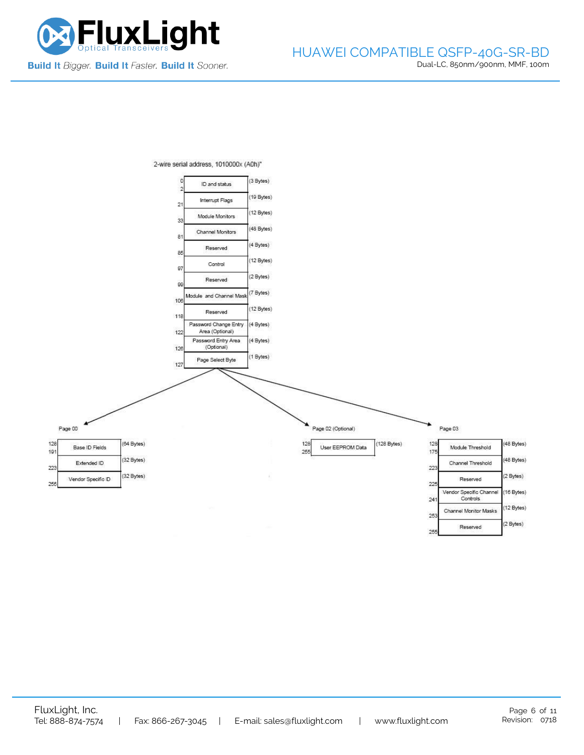2-wire serial address, 1010000x (A0h)"

| Address | Field | Size |
|---|---|---|
| 0–2 | ID and status | (3 Bytes) |
| 3–21 | Interrupt Flags | (19 Bytes) |
| 22–33 | Module Monitors | (12 Bytes) |
| 34–81 | Channel Monitors | (48 Bytes) |
| 82–85 | Reserved | (4 Bytes) |
| 86–97 | Control | (12 Bytes) |
| 98–99 | Reserved | (2 Bytes) |
| 100–106 | Module and Channel Mask | (7 Bytes) |
| 107–118 | Reserved | (12 Bytes) |
| 119–122 | Password Change Entry Area (Optional) | (4 Bytes) |
| 123–126 | Password Entry Area (Optional) | (4 Bytes) |
| 127 | Page Select Byte | (1 Bytes) |

Page 00

| Address | Field | Size |
|---|---|---|
| 128–191 | Base ID Fields | (64 Bytes) |
| 192–223 | Extended ID | (32 Bytes) |
| 224–255 | Vendor Specific ID | (32 Bytes) |

Page 02 (Optional)

| Address | Field | Size |
|---|---|---|
| 128–255 | User EEPROM Data | (128 Bytes) |

Page 03

| Address | Field | Size |
|---|---|---|
| 128–175 | Module Threshold | (48 Bytes) |
| 176–223 | Channel Threshold | (48 Bytes) |
| 224–225 | Reserved | (2 Bytes) |
| 226–241 | Vendor Specific Channel Controls | (16 Bytes) |
| 242–253 | Channel Monitor Masks | (12 Bytes) |
| 254–255 | Reserved | (2 Bytes) |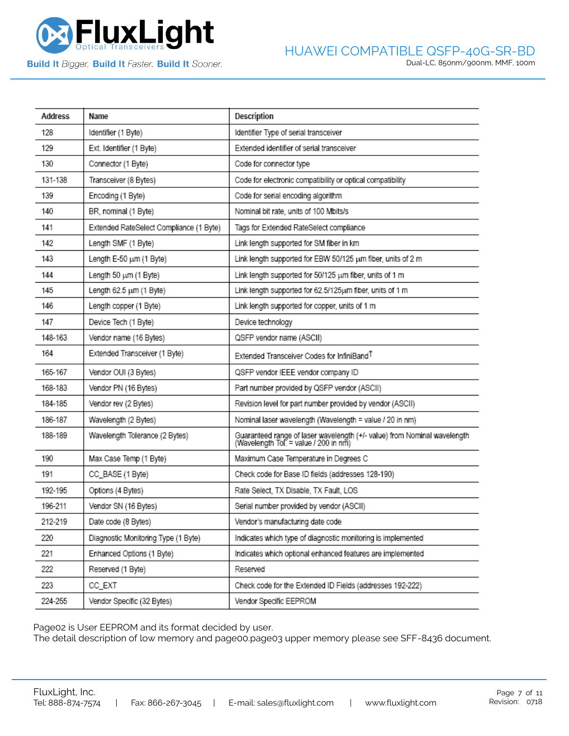| Address | Name | Description |
|---|---|---|
| 128 | Identifier (1 Byte) | Identifier Type of serial transceiver |
| 129 | Ext. Identifier (1 Byte) | Extended identifier of serial transceiver |
| 130 | Connector (1 Byte) | Code for connector type |
| 131-138 | Transceiver (8 Bytes) | Code for electronic compatibility or optical compatibility |
| 139 | Encoding (1 Byte) | Code for serial encoding algorithm |
| 140 | BR, nominal (1 Byte) | Nominal bit rate, units of 100 Mbits/s |
| 141 | Extended RateSelect Compliance (1 Byte) | Tags for Extended RateSelect compliance |
| 142 | Length SMF (1 Byte) | Link length supported for SM fiber in km |
| 143 | Length E-50 µm (1 Byte) | Link length supported for EBW 50/125 µm fiber, units of 2 m |
| 144 | Length 50 µm (1 Byte) | Link length supported for 50/125 µm fiber, units of 1 m |
| 145 | Length 62.5 µm (1 Byte) | Link length supported for 62.5/125µm fiber, units of 1 m |
| 146 | Length copper (1 Byte) | Link length supported for copper, units of 1 m |
| 147 | Device Tech (1 Byte) | Device technology |
| 148-163 | Vendor name (16 Bytes) | QSFP vendor name (ASCII) |
| 164 | Extended Transceiver (1 Byte) | Extended Transceiver Codes for InfiniBand† |
| 165-167 | Vendor OUI (3 Bytes) | QSFP vendor IEEE vendor company ID |
| 168-183 | Vendor PN (16 Bytes) | Part number provided by QSFP vendor (ASCII) |
| 184-185 | Vendor rev (2 Bytes) | Revision level for part number provided by vendor (ASCII) |
| 186-187 | Wavelength (2 Bytes) | Nominal laser wavelength (Wavelength = value / 20 in nm) |
| 188-189 | Wavelength Tolerance (2 Bytes) | Guaranteed range of laser wavelength (+/- value) from Nominal wavelength (Wavelength Tol. = value / 200 in nm) |
| 190 | Max Case Temp (1 Byte) | Maximum Case Temperature in Degrees C |
| 191 | CC_BASE (1 Byte) | Check code for Base ID fields (addresses 128-190) |
| 192-195 | Options (4 Bytes) | Rate Select, TX Disable, TX Fault, LOS |
| 196-211 | Vendor SN (16 Bytes) | Serial number provided by vendor (ASCII) |
| 212-219 | Date code (8 Bytes) | Vendor's manufacturing date code |
| 220 | Diagnostic Monitoring Type (1 Byte) | Indicates which type of diagnostic monitoring is implemented |
| 221 | Enhanced Options (1 Byte) | Indicates which optional enhanced features are implemented |
| 222 | Reserved (1 Byte) | Reserved |
| 223 | CC_EXT | Check code for the Extended ID Fields (addresses 192-222) |
| 224-255 | Vendor Specific (32 Bytes) | Vendor Specific EEPROM |

Page02 is User EEPROM and its format decided by user.
The detail description of low memory and page00.page03 upper memory please see SFF-8436 document.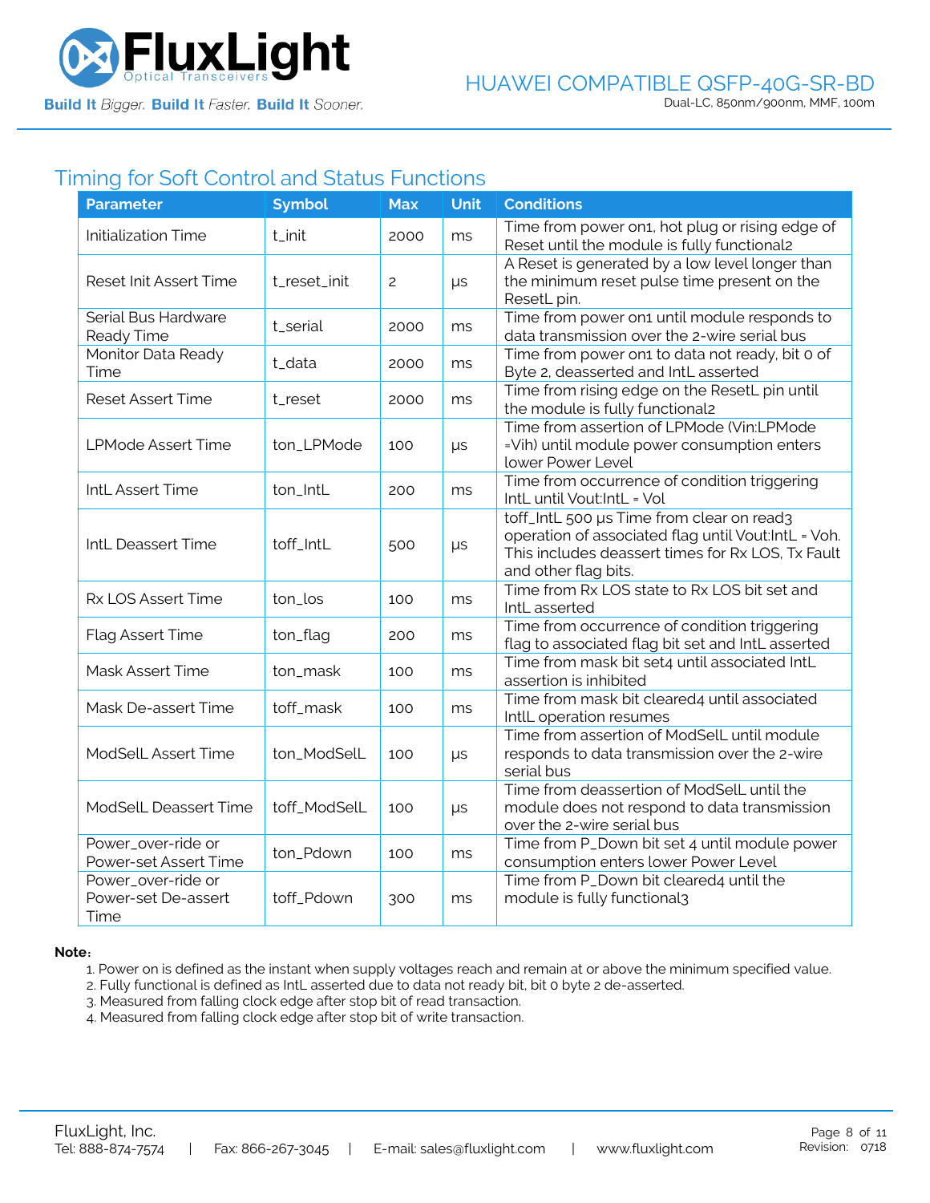## Timing for Soft Control and Status Functions

| Parameter | Symbol | Max | Unit | Conditions |
|---|---|---|---|---|
| Initialization Time | t_init | 2000 | ms | Time from power on1, hot plug or rising edge of Reset until the module is fully functional2 |
| Reset Init Assert Time | t_reset_init | 2 | μs | A Reset is generated by a low level longer than the minimum reset pulse time present on the ResetL pin. |
| Serial Bus Hardware Ready Time | t_serial | 2000 | ms | Time from power on1 until module responds to data transmission over the 2-wire serial bus |
| Monitor Data Ready Time | t_data | 2000 | ms | Time from power on1 to data not ready, bit 0 of Byte 2, deasserted and IntL asserted |
| Reset Assert Time | t_reset | 2000 | ms | Time from rising edge on the ResetL pin until the module is fully functional2 |
| LPMode Assert Time | ton_LPMode | 100 | μs | Time from assertion of LPMode (Vin:LPMode =Vih) until module power consumption enters lower Power Level |
| IntL Assert Time | ton_IntL | 200 | ms | Time from occurrence of condition triggering IntL until Vout:IntL = Vol |
| IntL Deassert Time | toff_IntL | 500 | μs | toff_IntL 500 μs Time from clear on read3 operation of associated flag until Vout:IntL = Voh. This includes deassert times for Rx LOS, Tx Fault and other flag bits. |
| Rx LOS Assert Time | ton_los | 100 | ms | Time from Rx LOS state to Rx LOS bit set and IntL asserted |
| Flag Assert Time | ton_flag | 200 | ms | Time from occurrence of condition triggering flag to associated flag bit set and IntL asserted |
| Mask Assert Time | ton_mask | 100 | ms | Time from mask bit set4 until associated IntL assertion is inhibited |
| Mask De-assert Time | toff_mask | 100 | ms | Time from mask bit cleared4 until associated IntlL operation resumes |
| ModSelL Assert Time | ton_ModSelL | 100 | μs | Time from assertion of ModSelL until module responds to data transmission over the 2-wire serial bus |
| ModSelL Deassert Time | toff_ModSelL | 100 | μs | Time from deassertion of ModSelL until the module does not respond to data transmission over the 2-wire serial bus |
| Power_over-ride or Power-set Assert Time | ton_Pdown | 100 | ms | Time from P_Down bit set 4 until module power consumption enters lower Power Level |
| Power_over-ride or Power-set De-assert Time | toff_Pdown | 300 | ms | Time from P_Down bit cleared4 until the module is fully functional3 |

**Note:**

1. Power on is defined as the instant when supply voltages reach and remain at or above the minimum specified value.
2. Fully functional is defined as IntL asserted due to data not ready bit, bit 0 byte 2 de-asserted.
3. Measured from falling clock edge after stop bit of read transaction.
4. Measured from falling clock edge after stop bit of write transaction.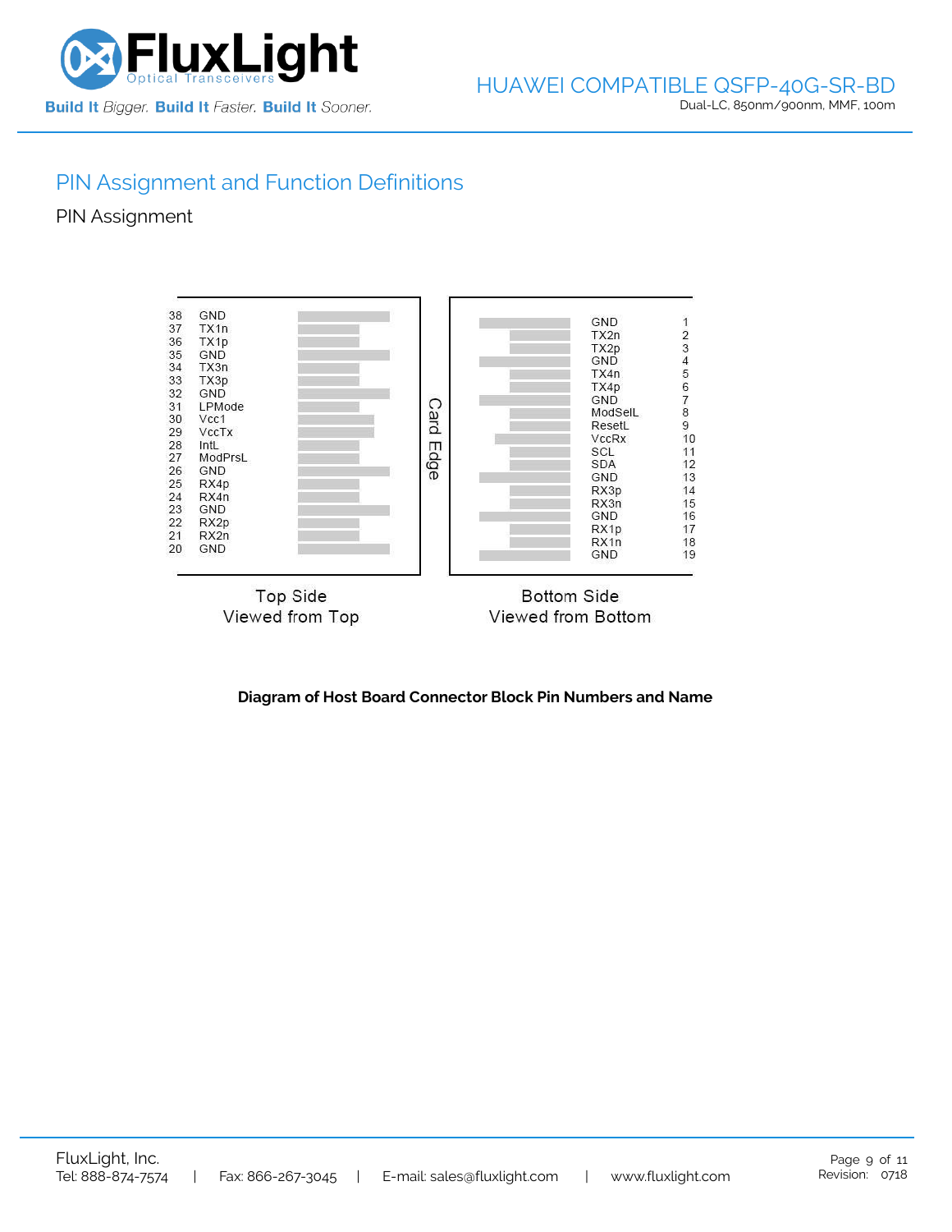## PIN Assignment and Function Definitions

### PIN Assignment

| Top Side Pin | Top Side Name | Bottom Side Name | Bottom Side Pin |
|---|---|---|---|
| 38 | GND | GND | 1 |
| 37 | TX1n | TX2n | 2 |
| 36 | TX1p | TX2p | 3 |
| 35 | GND | GND | 4 |
| 34 | TX3n | TX4n | 5 |
| 33 | TX3p | TX4p | 6 |
| 32 | GND | GND | 7 |
| 31 | LPMode | ModSelL | 8 |
| 30 | Vcc1 | ResetL | 9 |
| 29 | VccTx | VccRx | 10 |
| 28 | IntL | SCL | 11 |
| 27 | ModPrsL | SDA | 12 |
| 26 | GND | GND | 13 |
| 25 | RX4p | RX3p | 14 |
| 24 | RX4n | RX3n | 15 |
| 23 | GND | GND | 16 |
| 22 | RX2p | RX1p | 17 |
| 21 | RX2n | RX1n | 18 |
| 20 | GND | GND | 19 |

Card Edge

Top Side
Viewed from Top

Bottom Side
Viewed from Bottom

**Diagram of Host Board Connector Block Pin Numbers and Name**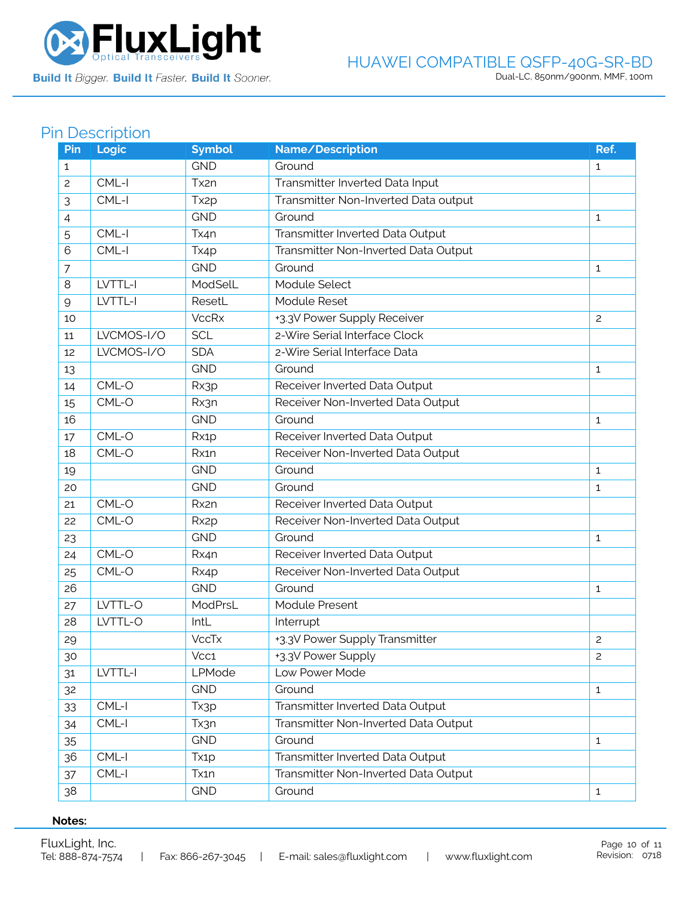## Pin Description

| Pin | Logic | Symbol | Name/Description | Ref. |
|---|---|---|---|---|
| 1 | | GND | Ground | 1 |
| 2 | CML-I | Tx2n | Transmitter Inverted Data Input | |
| 3 | CML-I | Tx2p | Transmitter Non-Inverted Data output | |
| 4 | | GND | Ground | 1 |
| 5 | CML-I | Tx4n | Transmitter Inverted Data Output | |
| 6 | CML-I | Tx4p | Transmitter Non-Inverted Data Output | |
| 7 | | GND | Ground | 1 |
| 8 | LVTTL-I | ModSelL | Module Select | |
| 9 | LVTTL-I | ResetL | Module Reset | |
| 10 | | VccRx | +3.3V Power Supply Receiver | 2 |
| 11 | LVCMOS-I/O | SCL | 2-Wire Serial Interface Clock | |
| 12 | LVCMOS-I/O | SDA | 2-Wire Serial Interface Data | |
| 13 | | GND | Ground | 1 |
| 14 | CML-O | Rx3p | Receiver Inverted Data Output | |
| 15 | CML-O | Rx3n | Receiver Non-Inverted Data Output | |
| 16 | | GND | Ground | 1 |
| 17 | CML-O | Rx1p | Receiver Inverted Data Output | |
| 18 | CML-O | Rx1n | Receiver Non-Inverted Data Output | |
| 19 | | GND | Ground | 1 |
| 20 | | GND | Ground | 1 |
| 21 | CML-O | Rx2n | Receiver Inverted Data Output | |
| 22 | CML-O | Rx2p | Receiver Non-Inverted Data Output | |
| 23 | | GND | Ground | 1 |
| 24 | CML-O | Rx4n | Receiver Inverted Data Output | |
| 25 | CML-O | Rx4p | Receiver Non-Inverted Data Output | |
| 26 | | GND | Ground | 1 |
| 27 | LVTTL-O | ModPrsL | Module Present | |
| 28 | LVTTL-O | IntL | Interrupt | |
| 29 | | VccTx | +3.3V Power Supply Transmitter | 2 |
| 30 | | Vcc1 | +3.3V Power Supply | 2 |
| 31 | LVTTL-I | LPMode | Low Power Mode | |
| 32 | | GND | Ground | 1 |
| 33 | CML-I | Tx3p | Transmitter Inverted Data Output | |
| 34 | CML-I | Tx3n | Transmitter Non-Inverted Data Output | |
| 35 | | GND | Ground | 1 |
| 36 | CML-I | Tx1p | Transmitter Inverted Data Output | |
| 37 | CML-I | Tx1n | Transmitter Non-Inverted Data Output | |
| 38 | | GND | Ground | 1 |

**Notes:**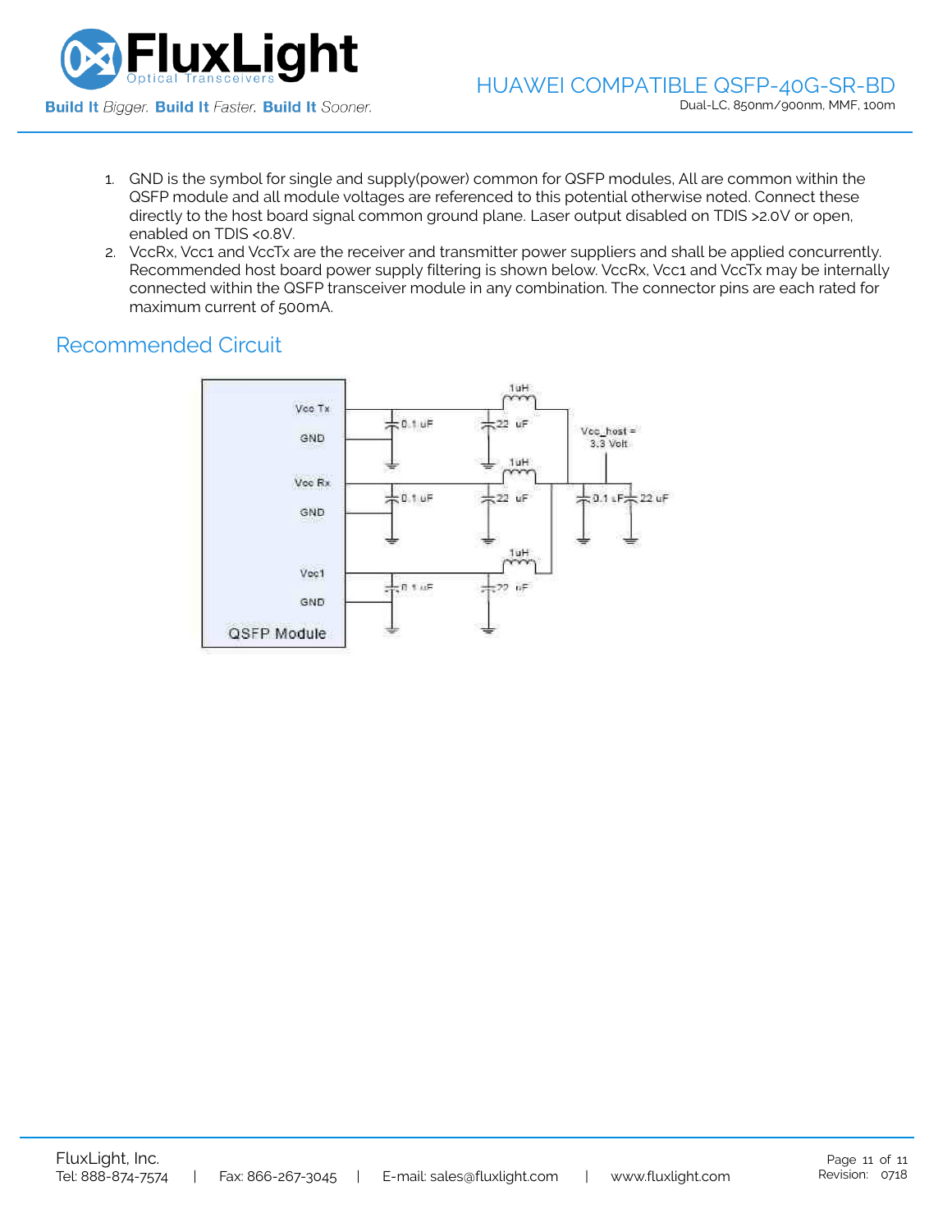1. GND is the symbol for single and supply(power) common for QSFP modules, All are common within the QSFP module and all module voltages are referenced to this potential otherwise noted. Connect these directly to the host board signal common ground plane. Laser output disabled on TDIS >2.0V or open, enabled on TDIS <0.8V.
2. VccRx, Vcc1 and VccTx are the receiver and transmitter power suppliers and shall be applied concurrently. Recommended host board power supply filtering is shown below. VccRx, Vcc1 and VccTx may be internally connected within the QSFP transceiver module in any combination. The connector pins are each rated for maximum current of 500mA.

## Recommended Circuit

Vcc Tx
GND
Vcc Rx
GND
Vcc1
GND
QSFP Module
0.1 uF
22 uF
1uH
Vcc_host = 3.3 Volt
0.1 uF
22 uF